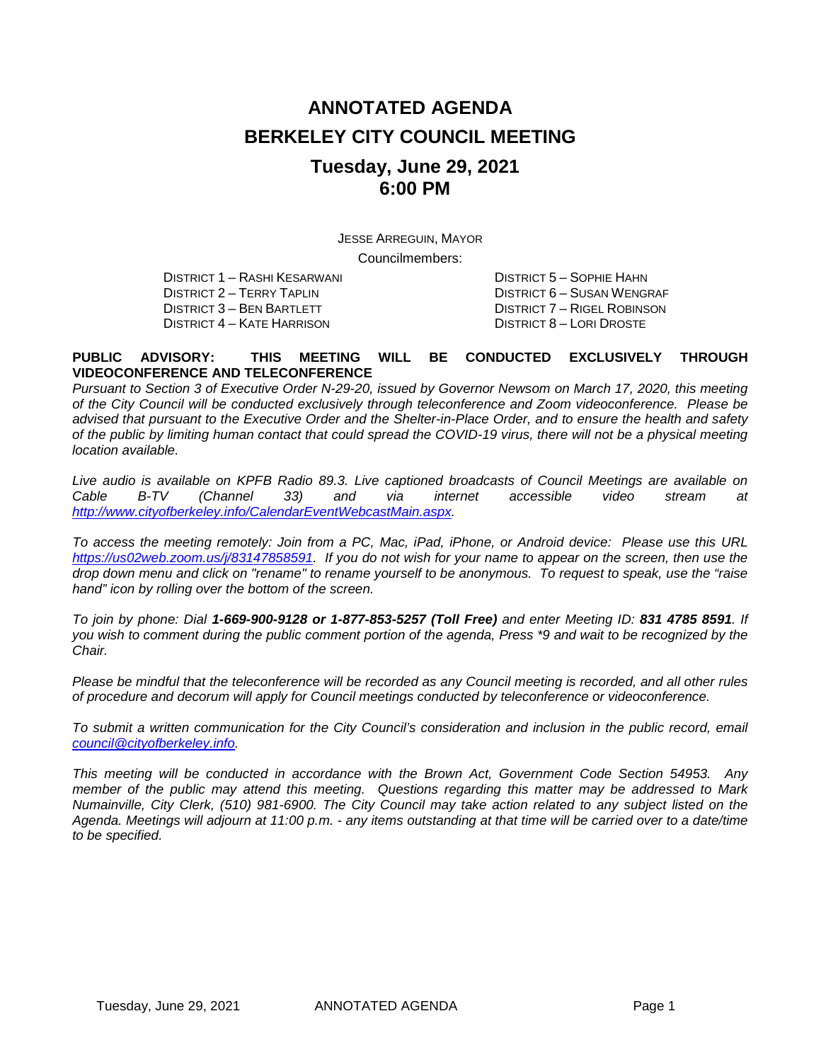# ANNOTATED AGENDA

# BERKELEY CITY COUNCIL MEETING

## Tuesday, June 29, 2021
## 6:00 PM

JESSE ARREGUIN, MAYOR

Councilmembers:

DISTRICT 1 – RASHI KESARWANI
DISTRICT 2 – TERRY TAPLIN
DISTRICT 3 – BEN BARTLETT
DISTRICT 4 – KATE HARRISON
DISTRICT 5 – SOPHIE HAHN
DISTRICT 6 – SUSAN WENGRAF
DISTRICT 7 – RIGEL ROBINSON
DISTRICT 8 – LORI DROSTE

**PUBLIC ADVISORY: THIS MEETING WILL BE CONDUCTED EXCLUSIVELY THROUGH VIDEOCONFERENCE AND TELECONFERENCE**

*Pursuant to Section 3 of Executive Order N-29-20, issued by Governor Newsom on March 17, 2020, this meeting of the City Council will be conducted exclusively through teleconference and Zoom videoconference. Please be advised that pursuant to the Executive Order and the Shelter-in-Place Order, and to ensure the health and safety of the public by limiting human contact that could spread the COVID-19 virus, there will not be a physical meeting location available.*

*Live audio is available on KPFB Radio 89.3. Live captioned broadcasts of Council Meetings are available on Cable B-TV (Channel 33) and via internet accessible video stream at http://www.cityofberkeley.info/CalendarEventWebcastMain.aspx.*

*To access the meeting remotely: Join from a PC, Mac, iPad, iPhone, or Android device: Please use this URL https://us02web.zoom.us/j/83147858591. If you do not wish for your name to appear on the screen, then use the drop down menu and click on "rename" to rename yourself to be anonymous. To request to speak, use the "raise hand" icon by rolling over the bottom of the screen.*

*To join by phone: Dial **1-669-900-9128 or 1-877-853-5257 (Toll Free)** and enter Meeting ID: **831 4785 8591**. If you wish to comment during the public comment portion of the agenda, Press *9 and wait to be recognized by the Chair.*

*Please be mindful that the teleconference will be recorded as any Council meeting is recorded, and all other rules of procedure and decorum will apply for Council meetings conducted by teleconference or videoconference.*

*To submit a written communication for the City Council's consideration and inclusion in the public record, email council@cityofberkeley.info.*

*This meeting will be conducted in accordance with the Brown Act, Government Code Section 54953. Any member of the public may attend this meeting. Questions regarding this matter may be addressed to Mark Numainville, City Clerk, (510) 981-6900. The City Council may take action related to any subject listed on the Agenda. Meetings will adjourn at 11:00 p.m. - any items outstanding at that time will be carried over to a date/time to be specified.*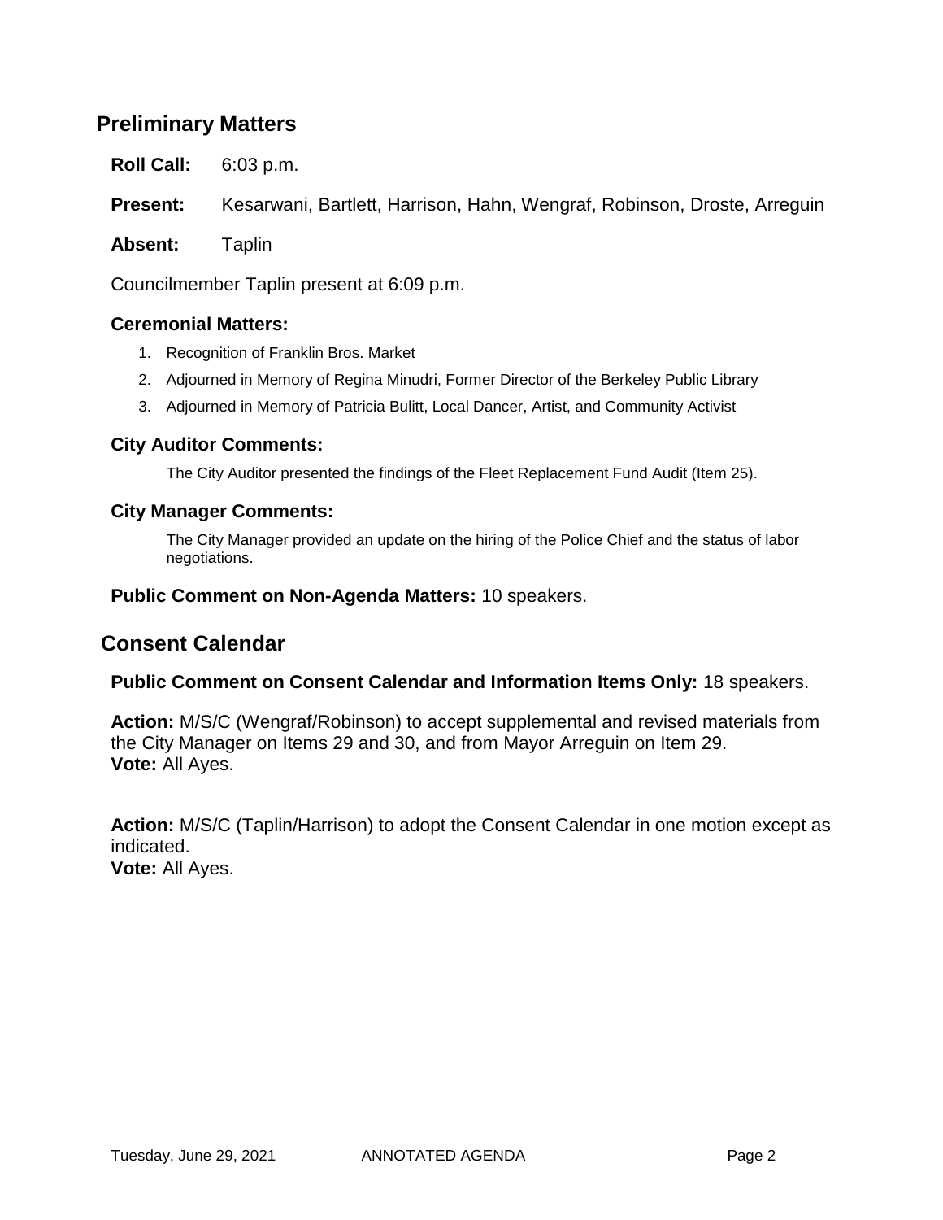## Preliminary Matters

**Roll Call:** 6:03 p.m.

**Present:** Kesarwani, Bartlett, Harrison, Hahn, Wengraf, Robinson, Droste, Arreguin

**Absent:** Taplin

Councilmember Taplin present at 6:09 p.m.

### Ceremonial Matters:

1. Recognition of Franklin Bros. Market
2. Adjourned in Memory of Regina Minudri, Former Director of the Berkeley Public Library
3. Adjourned in Memory of Patricia Bulitt, Local Dancer, Artist, and Community Activist

### City Auditor Comments:

The City Auditor presented the findings of the Fleet Replacement Fund Audit (Item 25).

### City Manager Comments:

The City Manager provided an update on the hiring of the Police Chief and the status of labor negotiations.

**Public Comment on Non-Agenda Matters:** 10 speakers.

## Consent Calendar

**Public Comment on Consent Calendar and Information Items Only:** 18 speakers.

**Action:** M/S/C (Wengraf/Robinson) to accept supplemental and revised materials from the City Manager on Items 29 and 30, and from Mayor Arreguin on Item 29.
**Vote:** All Ayes.

**Action:** M/S/C (Taplin/Harrison) to adopt the Consent Calendar in one motion except as indicated.
**Vote:** All Ayes.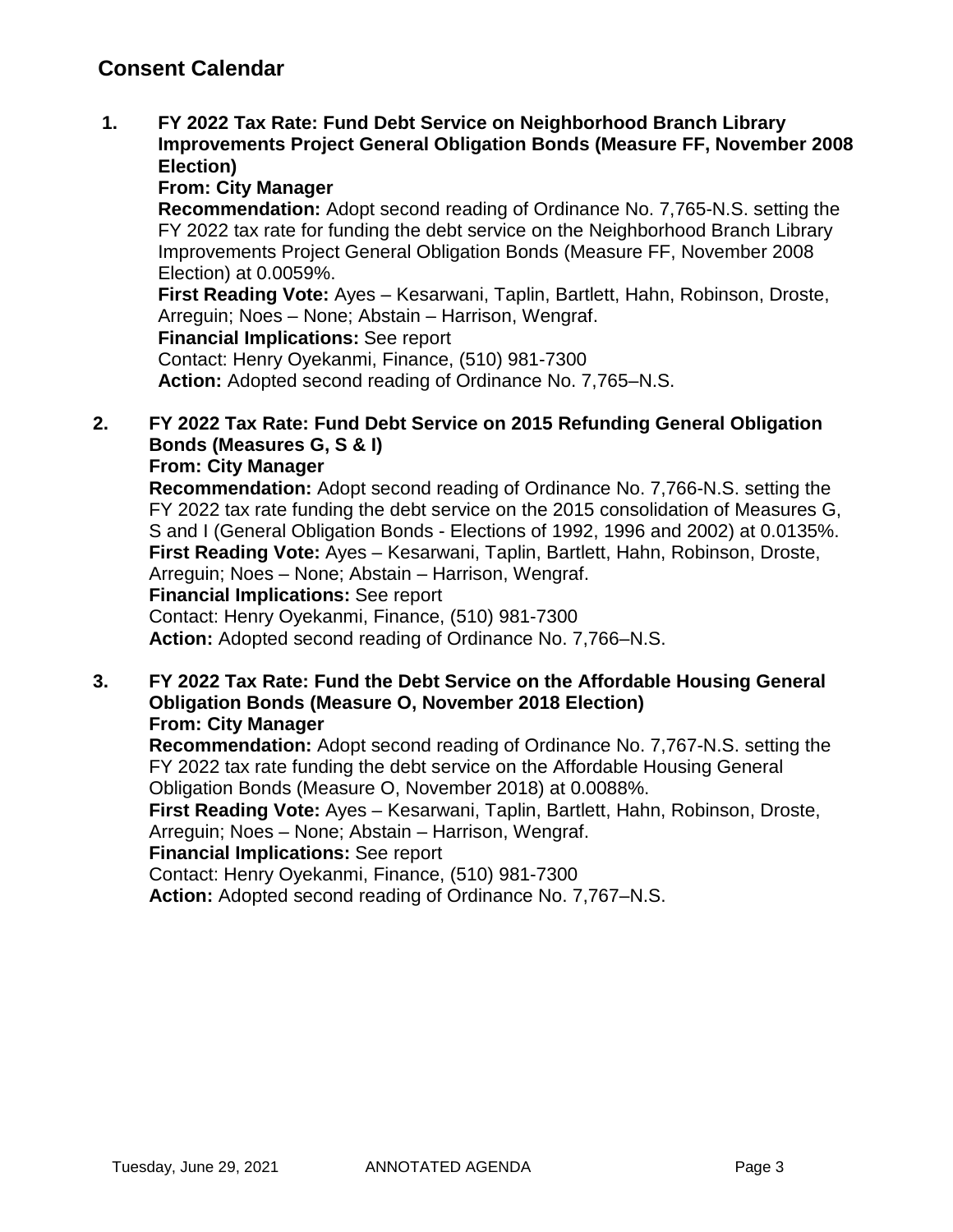## Consent Calendar

**1. FY 2022 Tax Rate: Fund Debt Service on Neighborhood Branch Library Improvements Project General Obligation Bonds (Measure FF, November 2008 Election)**
**From: City Manager**
**Recommendation:** Adopt second reading of Ordinance No. 7,765-N.S. setting the FY 2022 tax rate for funding the debt service on the Neighborhood Branch Library Improvements Project General Obligation Bonds (Measure FF, November 2008 Election) at 0.0059%.
**First Reading Vote:** Ayes – Kesarwani, Taplin, Bartlett, Hahn, Robinson, Droste, Arreguin; Noes – None; Abstain – Harrison, Wengraf.
**Financial Implications:** See report
Contact: Henry Oyekanmi, Finance, (510) 981-7300
**Action:** Adopted second reading of Ordinance No. 7,765–N.S.

**2. FY 2022 Tax Rate: Fund Debt Service on 2015 Refunding General Obligation Bonds (Measures G, S & I)**
**From: City Manager**
**Recommendation:** Adopt second reading of Ordinance No. 7,766-N.S. setting the FY 2022 tax rate funding the debt service on the 2015 consolidation of Measures G, S and I (General Obligation Bonds - Elections of 1992, 1996 and 2002) at 0.0135%.
**First Reading Vote:** Ayes – Kesarwani, Taplin, Bartlett, Hahn, Robinson, Droste, Arreguin; Noes – None; Abstain – Harrison, Wengraf.
**Financial Implications:** See report
Contact: Henry Oyekanmi, Finance, (510) 981-7300
**Action:** Adopted second reading of Ordinance No. 7,766–N.S.

**3. FY 2022 Tax Rate: Fund the Debt Service on the Affordable Housing General Obligation Bonds (Measure O, November 2018 Election)**
**From: City Manager**
**Recommendation:** Adopt second reading of Ordinance No. 7,767-N.S. setting the FY 2022 tax rate funding the debt service on the Affordable Housing General Obligation Bonds (Measure O, November 2018) at 0.0088%.
**First Reading Vote:** Ayes – Kesarwani, Taplin, Bartlett, Hahn, Robinson, Droste, Arreguin; Noes – None; Abstain – Harrison, Wengraf.
**Financial Implications:** See report
Contact: Henry Oyekanmi, Finance, (510) 981-7300
**Action:** Adopted second reading of Ordinance No. 7,767–N.S.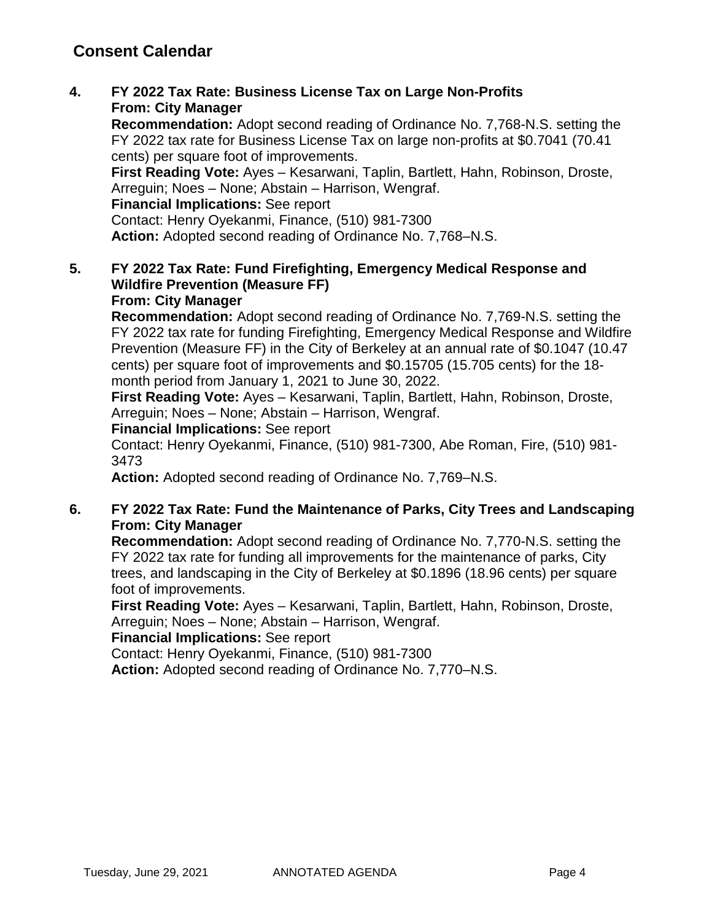## Consent Calendar

**4. FY 2022 Tax Rate: Business License Tax on Large Non-Profits**
**From: City Manager**
**Recommendation:** Adopt second reading of Ordinance No. 7,768-N.S. setting the FY 2022 tax rate for Business License Tax on large non-profits at $0.7041 (70.41 cents) per square foot of improvements.
**First Reading Vote:** Ayes – Kesarwani, Taplin, Bartlett, Hahn, Robinson, Droste, Arreguin; Noes – None; Abstain – Harrison, Wengraf.
**Financial Implications:** See report
Contact: Henry Oyekanmi, Finance, (510) 981-7300
**Action:** Adopted second reading of Ordinance No. 7,768–N.S.

**5. FY 2022 Tax Rate: Fund Firefighting, Emergency Medical Response and Wildfire Prevention (Measure FF)**
**From: City Manager**
**Recommendation:** Adopt second reading of Ordinance No. 7,769-N.S. setting the FY 2022 tax rate for funding Firefighting, Emergency Medical Response and Wildfire Prevention (Measure FF) in the City of Berkeley at an annual rate of $0.1047 (10.47 cents) per square foot of improvements and $0.15705 (15.705 cents) for the 18-month period from January 1, 2021 to June 30, 2022.
**First Reading Vote:** Ayes – Kesarwani, Taplin, Bartlett, Hahn, Robinson, Droste, Arreguin; Noes – None; Abstain – Harrison, Wengraf.
**Financial Implications:** See report
Contact: Henry Oyekanmi, Finance, (510) 981-7300, Abe Roman, Fire, (510) 981-3473
**Action:** Adopted second reading of Ordinance No. 7,769–N.S.

**6. FY 2022 Tax Rate: Fund the Maintenance of Parks, City Trees and Landscaping**
**From: City Manager**
**Recommendation:** Adopt second reading of Ordinance No. 7,770-N.S. setting the FY 2022 tax rate for funding all improvements for the maintenance of parks, City trees, and landscaping in the City of Berkeley at $0.1896 (18.96 cents) per square foot of improvements.
**First Reading Vote:** Ayes – Kesarwani, Taplin, Bartlett, Hahn, Robinson, Droste, Arreguin; Noes – None; Abstain – Harrison, Wengraf.
**Financial Implications:** See report
Contact: Henry Oyekanmi, Finance, (510) 981-7300
**Action:** Adopted second reading of Ordinance No. 7,770–N.S.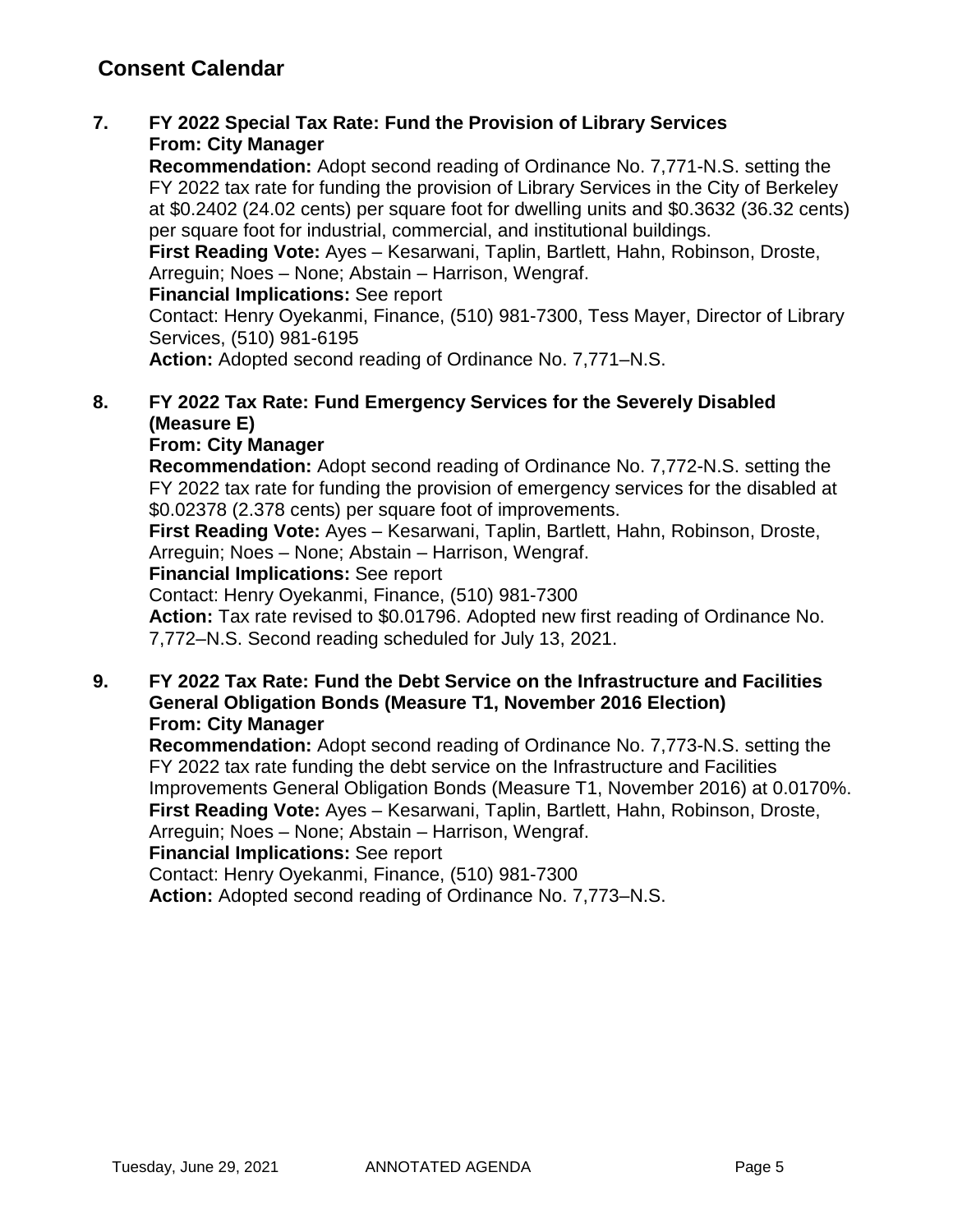## Consent Calendar

**7. FY 2022 Special Tax Rate: Fund the Provision of Library Services**
**From: City Manager**
**Recommendation:** Adopt second reading of Ordinance No. 7,771-N.S. setting the FY 2022 tax rate for funding the provision of Library Services in the City of Berkeley at $0.2402 (24.02 cents) per square foot for dwelling units and $0.3632 (36.32 cents) per square foot for industrial, commercial, and institutional buildings.
**First Reading Vote:** Ayes – Kesarwani, Taplin, Bartlett, Hahn, Robinson, Droste, Arreguin; Noes – None; Abstain – Harrison, Wengraf.
**Financial Implications:** See report
Contact: Henry Oyekanmi, Finance, (510) 981-7300, Tess Mayer, Director of Library Services, (510) 981-6195
**Action:** Adopted second reading of Ordinance No. 7,771–N.S.

**8. FY 2022 Tax Rate: Fund Emergency Services for the Severely Disabled (Measure E)**
**From: City Manager**
**Recommendation:** Adopt second reading of Ordinance No. 7,772-N.S. setting the FY 2022 tax rate for funding the provision of emergency services for the disabled at $0.02378 (2.378 cents) per square foot of improvements.
**First Reading Vote:** Ayes – Kesarwani, Taplin, Bartlett, Hahn, Robinson, Droste, Arreguin; Noes – None; Abstain – Harrison, Wengraf.
**Financial Implications:** See report
Contact: Henry Oyekanmi, Finance, (510) 981-7300
**Action:** Tax rate revised to $0.01796. Adopted new first reading of Ordinance No. 7,772–N.S. Second reading scheduled for July 13, 2021.

**9. FY 2022 Tax Rate: Fund the Debt Service on the Infrastructure and Facilities General Obligation Bonds (Measure T1, November 2016 Election)**
**From: City Manager**
**Recommendation:** Adopt second reading of Ordinance No. 7,773-N.S. setting the FY 2022 tax rate funding the debt service on the Infrastructure and Facilities Improvements General Obligation Bonds (Measure T1, November 2016) at 0.0170%.
**First Reading Vote:** Ayes – Kesarwani, Taplin, Bartlett, Hahn, Robinson, Droste, Arreguin; Noes – None; Abstain – Harrison, Wengraf.
**Financial Implications:** See report
Contact: Henry Oyekanmi, Finance, (510) 981-7300
**Action:** Adopted second reading of Ordinance No. 7,773–N.S.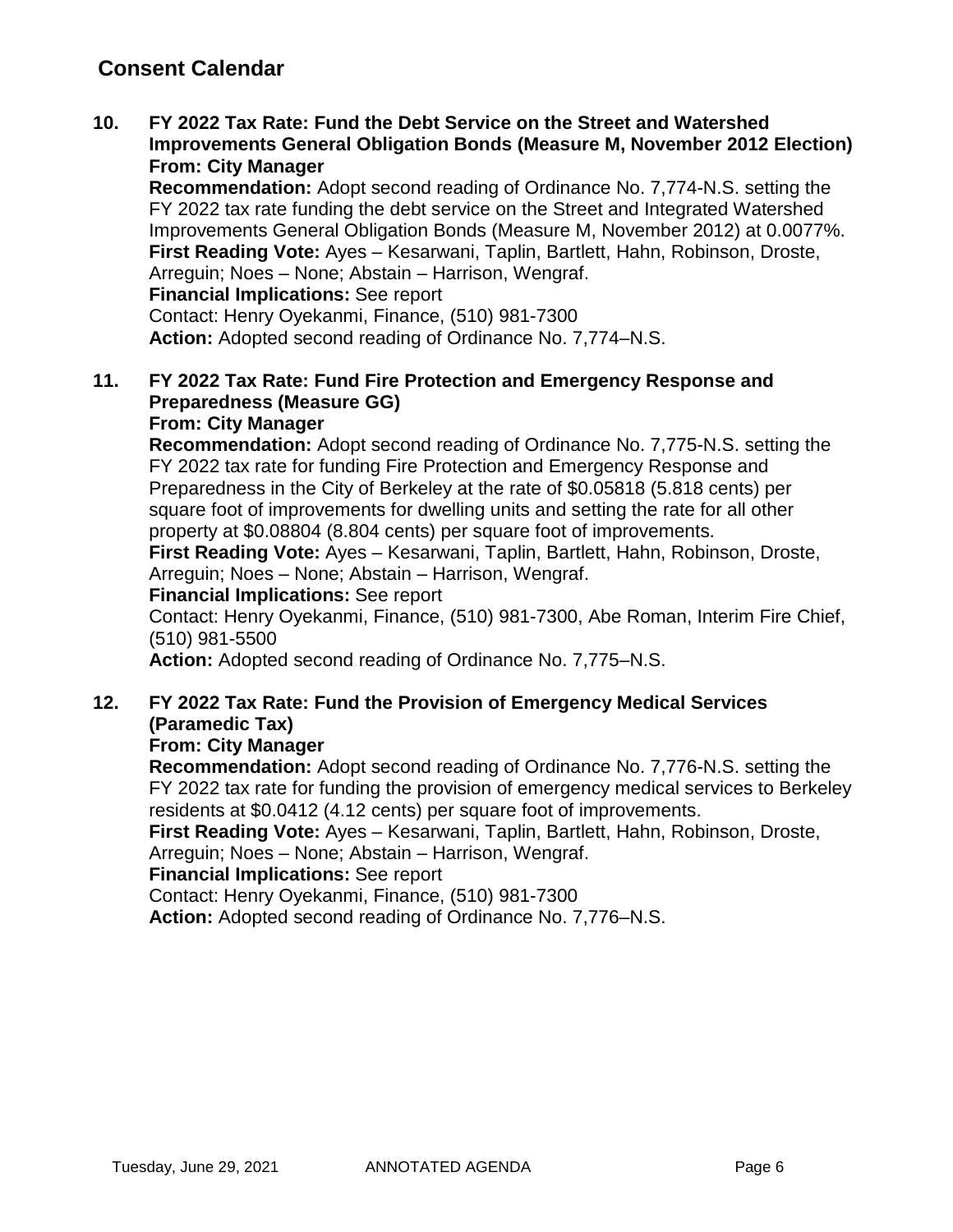## Consent Calendar

**10. FY 2022 Tax Rate: Fund the Debt Service on the Street and Watershed Improvements General Obligation Bonds (Measure M, November 2012 Election)**
**From: City Manager**
**Recommendation:** Adopt second reading of Ordinance No. 7,774-N.S. setting the FY 2022 tax rate funding the debt service on the Street and Integrated Watershed Improvements General Obligation Bonds (Measure M, November 2012) at 0.0077%.
**First Reading Vote:** Ayes – Kesarwani, Taplin, Bartlett, Hahn, Robinson, Droste, Arreguin; Noes – None; Abstain – Harrison, Wengraf.
**Financial Implications:** See report
Contact: Henry Oyekanmi, Finance, (510) 981-7300
**Action:** Adopted second reading of Ordinance No. 7,774–N.S.

**11. FY 2022 Tax Rate: Fund Fire Protection and Emergency Response and Preparedness (Measure GG)**
**From: City Manager**
**Recommendation:** Adopt second reading of Ordinance No. 7,775-N.S. setting the FY 2022 tax rate for funding Fire Protection and Emergency Response and Preparedness in the City of Berkeley at the rate of $0.05818 (5.818 cents) per square foot of improvements for dwelling units and setting the rate for all other property at $0.08804 (8.804 cents) per square foot of improvements.
**First Reading Vote:** Ayes – Kesarwani, Taplin, Bartlett, Hahn, Robinson, Droste, Arreguin; Noes – None; Abstain – Harrison, Wengraf.
**Financial Implications:** See report
Contact: Henry Oyekanmi, Finance, (510) 981-7300, Abe Roman, Interim Fire Chief, (510) 981-5500
**Action:** Adopted second reading of Ordinance No. 7,775–N.S.

**12. FY 2022 Tax Rate: Fund the Provision of Emergency Medical Services (Paramedic Tax)**
**From: City Manager**
**Recommendation:** Adopt second reading of Ordinance No. 7,776-N.S. setting the FY 2022 tax rate for funding the provision of emergency medical services to Berkeley residents at $0.0412 (4.12 cents) per square foot of improvements.
**First Reading Vote:** Ayes – Kesarwani, Taplin, Bartlett, Hahn, Robinson, Droste, Arreguin; Noes – None; Abstain – Harrison, Wengraf.
**Financial Implications:** See report
Contact: Henry Oyekanmi, Finance, (510) 981-7300
**Action:** Adopted second reading of Ordinance No. 7,776–N.S.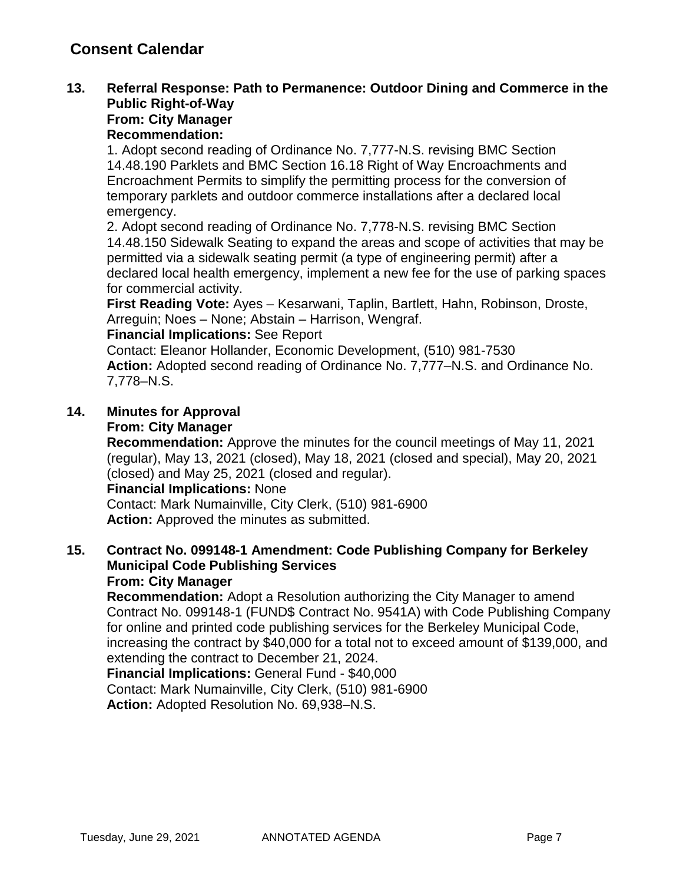## Consent Calendar

**13. Referral Response: Path to Permanence: Outdoor Dining and Commerce in the Public Right-of-Way**
**From: City Manager**
**Recommendation:**
1. Adopt second reading of Ordinance No. 7,777-N.S. revising BMC Section 14.48.190 Parklets and BMC Section 16.18 Right of Way Encroachments and Encroachment Permits to simplify the permitting process for the conversion of temporary parklets and outdoor commerce installations after a declared local emergency.
2. Adopt second reading of Ordinance No. 7,778-N.S. revising BMC Section 14.48.150 Sidewalk Seating to expand the areas and scope of activities that may be permitted via a sidewalk seating permit (a type of engineering permit) after a declared local health emergency, implement a new fee for the use of parking spaces for commercial activity.

**First Reading Vote:** Ayes – Kesarwani, Taplin, Bartlett, Hahn, Robinson, Droste, Arreguin; Noes – None; Abstain – Harrison, Wengraf.
**Financial Implications:** See Report
Contact: Eleanor Hollander, Economic Development, (510) 981-7530
**Action:** Adopted second reading of Ordinance No. 7,777–N.S. and Ordinance No. 7,778–N.S.

**14. Minutes for Approval**
**From: City Manager**
**Recommendation:** Approve the minutes for the council meetings of May 11, 2021 (regular), May 13, 2021 (closed), May 18, 2021 (closed and special), May 20, 2021 (closed) and May 25, 2021 (closed and regular).
**Financial Implications:** None
Contact: Mark Numainville, City Clerk, (510) 981-6900
**Action:** Approved the minutes as submitted.

**15. Contract No. 099148-1 Amendment: Code Publishing Company for Berkeley Municipal Code Publishing Services**
**From: City Manager**
**Recommendation:** Adopt a Resolution authorizing the City Manager to amend Contract No. 099148-1 (FUND$ Contract No. 9541A) with Code Publishing Company for online and printed code publishing services for the Berkeley Municipal Code, increasing the contract by $40,000 for a total not to exceed amount of $139,000, and extending the contract to December 21, 2024.
**Financial Implications:** General Fund - $40,000
Contact: Mark Numainville, City Clerk, (510) 981-6900
**Action:** Adopted Resolution No. 69,938–N.S.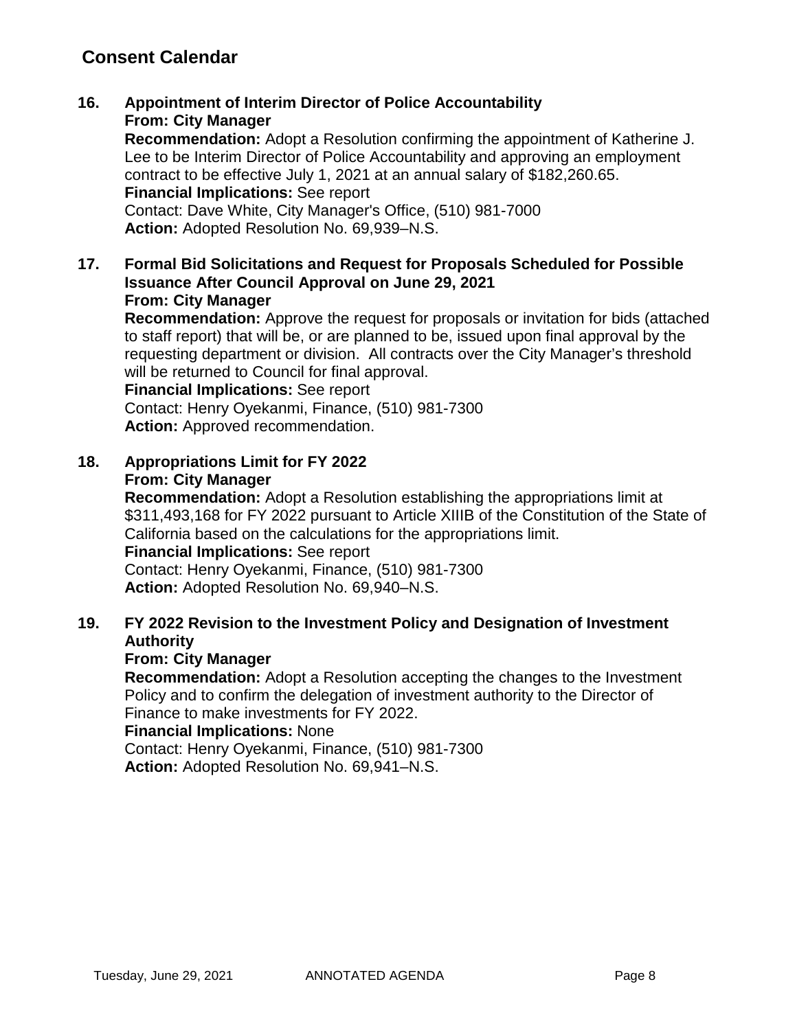## Consent Calendar

**16. Appointment of Interim Director of Police Accountability**
**From: City Manager**
**Recommendation:** Adopt a Resolution confirming the appointment of Katherine J. Lee to be Interim Director of Police Accountability and approving an employment contract to be effective July 1, 2021 at an annual salary of $182,260.65.
**Financial Implications:** See report
Contact: Dave White, City Manager's Office, (510) 981-7000
**Action:** Adopted Resolution No. 69,939–N.S.

**17. Formal Bid Solicitations and Request for Proposals Scheduled for Possible Issuance After Council Approval on June 29, 2021**
**From: City Manager**
**Recommendation:** Approve the request for proposals or invitation for bids (attached to staff report) that will be, or are planned to be, issued upon final approval by the requesting department or division. All contracts over the City Manager's threshold will be returned to Council for final approval.
**Financial Implications:** See report
Contact: Henry Oyekanmi, Finance, (510) 981-7300
**Action:** Approved recommendation.

**18. Appropriations Limit for FY 2022**
**From: City Manager**
**Recommendation:** Adopt a Resolution establishing the appropriations limit at $311,493,168 for FY 2022 pursuant to Article XIIIB of the Constitution of the State of California based on the calculations for the appropriations limit.
**Financial Implications:** See report
Contact: Henry Oyekanmi, Finance, (510) 981-7300
**Action:** Adopted Resolution No. 69,940–N.S.

**19. FY 2022 Revision to the Investment Policy and Designation of Investment Authority**
**From: City Manager**
**Recommendation:** Adopt a Resolution accepting the changes to the Investment Policy and to confirm the delegation of investment authority to the Director of Finance to make investments for FY 2022.
**Financial Implications:** None
Contact: Henry Oyekanmi, Finance, (510) 981-7300
**Action:** Adopted Resolution No. 69,941–N.S.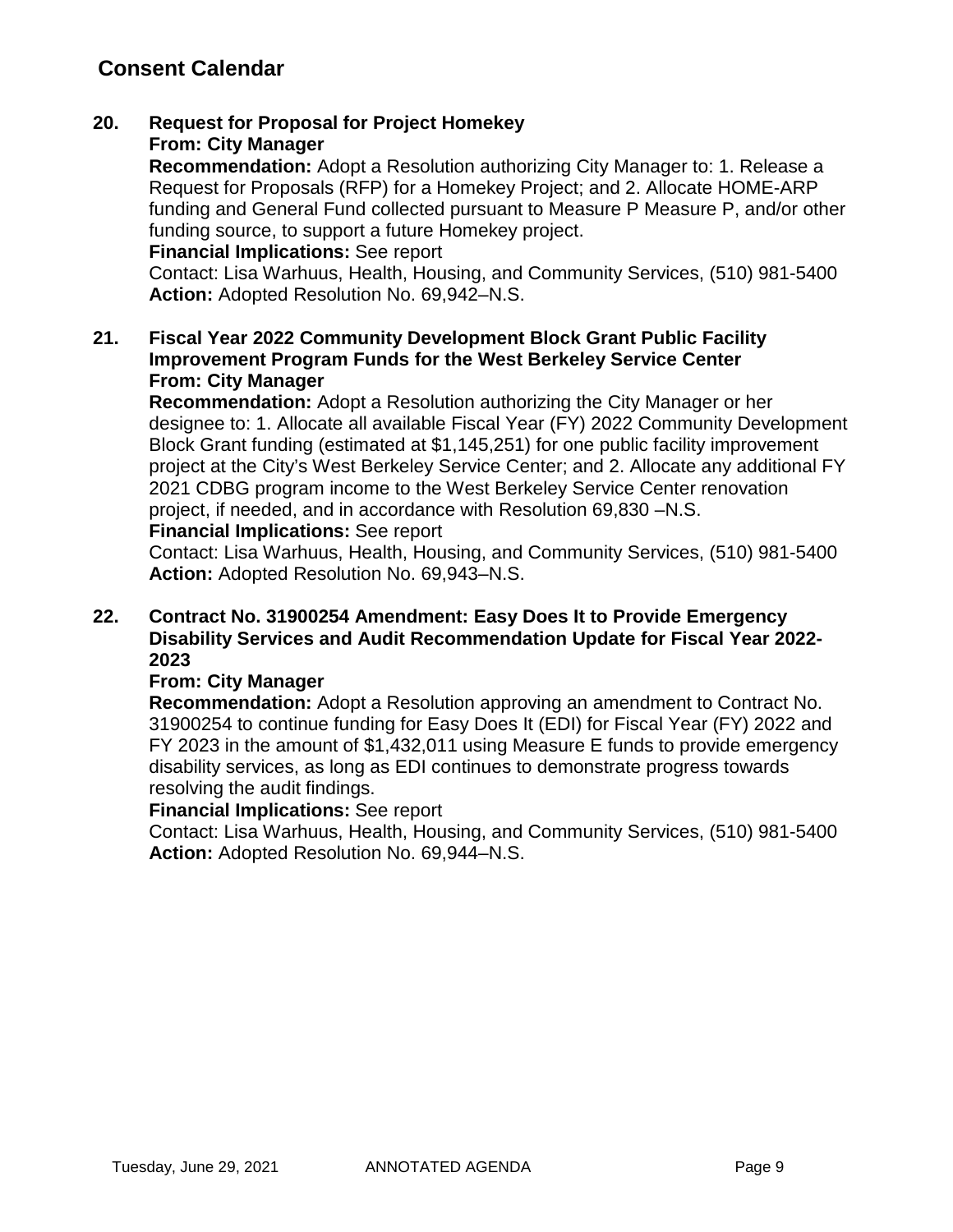## Consent Calendar

**20. Request for Proposal for Project Homekey**
**From: City Manager**
**Recommendation:** Adopt a Resolution authorizing City Manager to: 1. Release a Request for Proposals (RFP) for a Homekey Project; and 2. Allocate HOME-ARP funding and General Fund collected pursuant to Measure P Measure P, and/or other funding source, to support a future Homekey project.
**Financial Implications:** See report
Contact: Lisa Warhuus, Health, Housing, and Community Services, (510) 981-5400
**Action:** Adopted Resolution No. 69,942–N.S.

**21. Fiscal Year 2022 Community Development Block Grant Public Facility Improvement Program Funds for the West Berkeley Service Center**
**From: City Manager**
**Recommendation:** Adopt a Resolution authorizing the City Manager or her designee to: 1. Allocate all available Fiscal Year (FY) 2022 Community Development Block Grant funding (estimated at $1,145,251) for one public facility improvement project at the City's West Berkeley Service Center; and 2. Allocate any additional FY 2021 CDBG program income to the West Berkeley Service Center renovation project, if needed, and in accordance with Resolution 69,830 –N.S.
**Financial Implications:** See report
Contact: Lisa Warhuus, Health, Housing, and Community Services, (510) 981-5400
**Action:** Adopted Resolution No. 69,943–N.S.

**22. Contract No. 31900254 Amendment: Easy Does It to Provide Emergency Disability Services and Audit Recommendation Update for Fiscal Year 2022-2023**
**From: City Manager**
**Recommendation:** Adopt a Resolution approving an amendment to Contract No. 31900254 to continue funding for Easy Does It (EDI) for Fiscal Year (FY) 2022 and FY 2023 in the amount of $1,432,011 using Measure E funds to provide emergency disability services, as long as EDI continues to demonstrate progress towards resolving the audit findings.
**Financial Implications:** See report
Contact: Lisa Warhuus, Health, Housing, and Community Services, (510) 981-5400
**Action:** Adopted Resolution No. 69,944–N.S.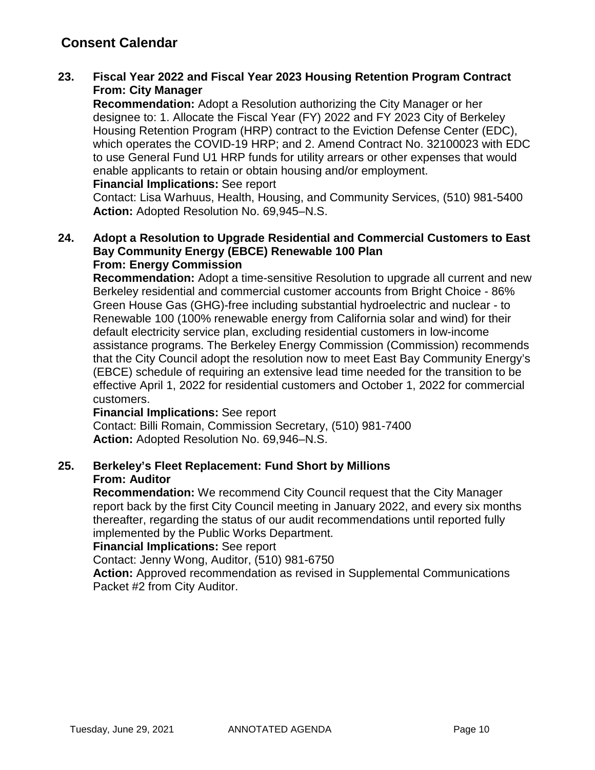## Consent Calendar

**23. Fiscal Year 2022 and Fiscal Year 2023 Housing Retention Program Contract**
**From: City Manager**

**Recommendation:** Adopt a Resolution authorizing the City Manager or her designee to: 1. Allocate the Fiscal Year (FY) 2022 and FY 2023 City of Berkeley Housing Retention Program (HRP) contract to the Eviction Defense Center (EDC), which operates the COVID-19 HRP; and 2. Amend Contract No. 32100023 with EDC to use General Fund U1 HRP funds for utility arrears or other expenses that would enable applicants to retain or obtain housing and/or employment.
**Financial Implications:** See report
Contact: Lisa Warhuus, Health, Housing, and Community Services, (510) 981-5400
**Action:** Adopted Resolution No. 69,945–N.S.

**24. Adopt a Resolution to Upgrade Residential and Commercial Customers to East Bay Community Energy (EBCE) Renewable 100 Plan**
**From: Energy Commission**

**Recommendation:** Adopt a time-sensitive Resolution to upgrade all current and new Berkeley residential and commercial customer accounts from Bright Choice - 86% Green House Gas (GHG)-free including substantial hydroelectric and nuclear - to Renewable 100 (100% renewable energy from California solar and wind) for their default electricity service plan, excluding residential customers in low-income assistance programs. The Berkeley Energy Commission (Commission) recommends that the City Council adopt the resolution now to meet East Bay Community Energy's (EBCE) schedule of requiring an extensive lead time needed for the transition to be effective April 1, 2022 for residential customers and October 1, 2022 for commercial customers.
**Financial Implications:** See report
Contact: Billi Romain, Commission Secretary, (510) 981-7400
**Action:** Adopted Resolution No. 69,946–N.S.

**25. Berkeley's Fleet Replacement: Fund Short by Millions**
**From: Auditor**

**Recommendation:** We recommend City Council request that the City Manager report back by the first City Council meeting in January 2022, and every six months thereafter, regarding the status of our audit recommendations until reported fully implemented by the Public Works Department.
**Financial Implications:** See report
Contact: Jenny Wong, Auditor, (510) 981-6750
**Action:** Approved recommendation as revised in Supplemental Communications Packet #2 from City Auditor.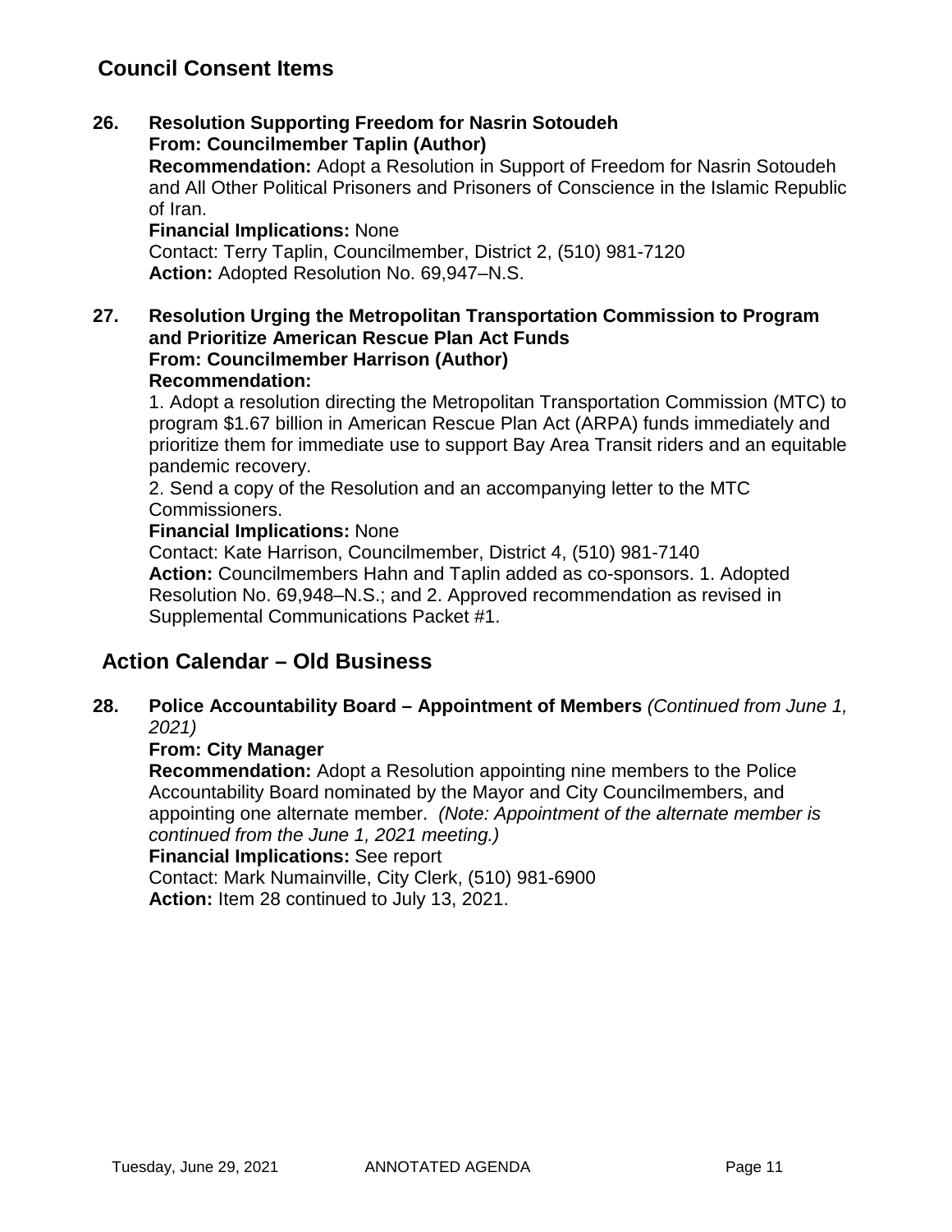## Council Consent Items

**26. Resolution Supporting Freedom for Nasrin Sotoudeh**
**From: Councilmember Taplin (Author)**
**Recommendation:** Adopt a Resolution in Support of Freedom for Nasrin Sotoudeh and All Other Political Prisoners and Prisoners of Conscience in the Islamic Republic of Iran.
**Financial Implications:** None
Contact: Terry Taplin, Councilmember, District 2, (510) 981-7120
**Action:** Adopted Resolution No. 69,947–N.S.

**27. Resolution Urging the Metropolitan Transportation Commission to Program and Prioritize American Rescue Plan Act Funds**
**From: Councilmember Harrison (Author)**
**Recommendation:**
1. Adopt a resolution directing the Metropolitan Transportation Commission (MTC) to program $1.67 billion in American Rescue Plan Act (ARPA) funds immediately and prioritize them for immediate use to support Bay Area Transit riders and an equitable pandemic recovery.
2. Send a copy of the Resolution and an accompanying letter to the MTC Commissioners.

**Financial Implications:** None
Contact: Kate Harrison, Councilmember, District 4, (510) 981-7140
**Action:** Councilmembers Hahn and Taplin added as co-sponsors. 1. Adopted Resolution No. 69,948–N.S.; and 2. Approved recommendation as revised in Supplemental Communications Packet #1.

## Action Calendar – Old Business

**28. Police Accountability Board – Appointment of Members** *(Continued from June 1, 2021)*
**From: City Manager**
**Recommendation:** Adopt a Resolution appointing nine members to the Police Accountability Board nominated by the Mayor and City Councilmembers, and appointing one alternate member. *(Note: Appointment of the alternate member is continued from the June 1, 2021 meeting.)*
**Financial Implications:** See report
Contact: Mark Numainville, City Clerk, (510) 981-6900
**Action:** Item 28 continued to July 13, 2021.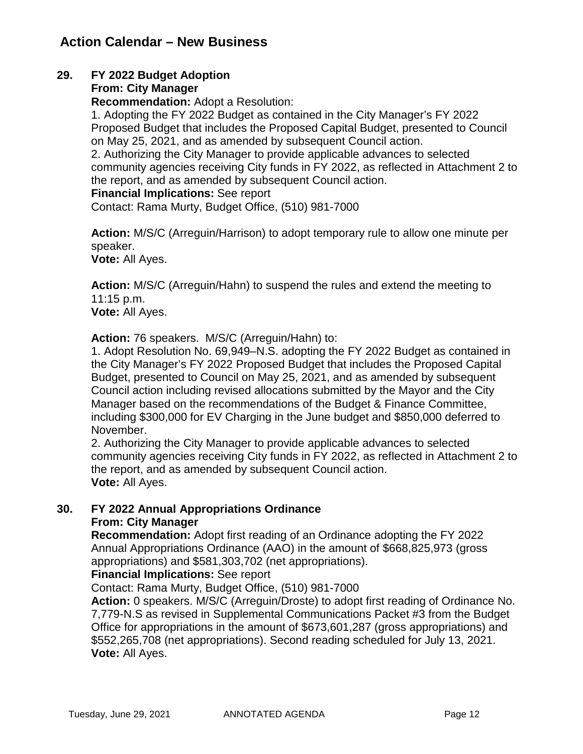## Action Calendar – New Business

**29. FY 2022 Budget Adoption**
**From: City Manager**
**Recommendation:** Adopt a Resolution:
1. Adopting the FY 2022 Budget as contained in the City Manager's FY 2022 Proposed Budget that includes the Proposed Capital Budget, presented to Council on May 25, 2021, and as amended by subsequent Council action.
2. Authorizing the City Manager to provide applicable advances to selected community agencies receiving City funds in FY 2022, as reflected in Attachment 2 to the report, and as amended by subsequent Council action.
**Financial Implications:** See report
Contact: Rama Murty, Budget Office, (510) 981-7000

**Action:** M/S/C (Arreguin/Harrison) to adopt temporary rule to allow one minute per speaker.
**Vote:** All Ayes.

**Action:** M/S/C (Arreguin/Hahn) to suspend the rules and extend the meeting to 11:15 p.m.
**Vote:** All Ayes.

**Action:** 76 speakers. M/S/C (Arreguin/Hahn) to:
1. Adopt Resolution No. 69,949–N.S. adopting the FY 2022 Budget as contained in the City Manager's FY 2022 Proposed Budget that includes the Proposed Capital Budget, presented to Council on May 25, 2021, and as amended by subsequent Council action including revised allocations submitted by the Mayor and the City Manager based on the recommendations of the Budget & Finance Committee, including $300,000 for EV Charging in the June budget and $850,000 deferred to November.
2. Authorizing the City Manager to provide applicable advances to selected community agencies receiving City funds in FY 2022, as reflected in Attachment 2 to the report, and as amended by subsequent Council action.
**Vote:** All Ayes.

**30. FY 2022 Annual Appropriations Ordinance**
**From: City Manager**
**Recommendation:** Adopt first reading of an Ordinance adopting the FY 2022 Annual Appropriations Ordinance (AAO) in the amount of $668,825,973 (gross appropriations) and $581,303,702 (net appropriations).
**Financial Implications:** See report
Contact: Rama Murty, Budget Office, (510) 981-7000
**Action:** 0 speakers. M/S/C (Arreguin/Droste) to adopt first reading of Ordinance No. 7,779-N.S as revised in Supplemental Communications Packet #3 from the Budget Office for appropriations in the amount of $673,601,287 (gross appropriations) and $552,265,708 (net appropriations). Second reading scheduled for July 13, 2021.
**Vote:** All Ayes.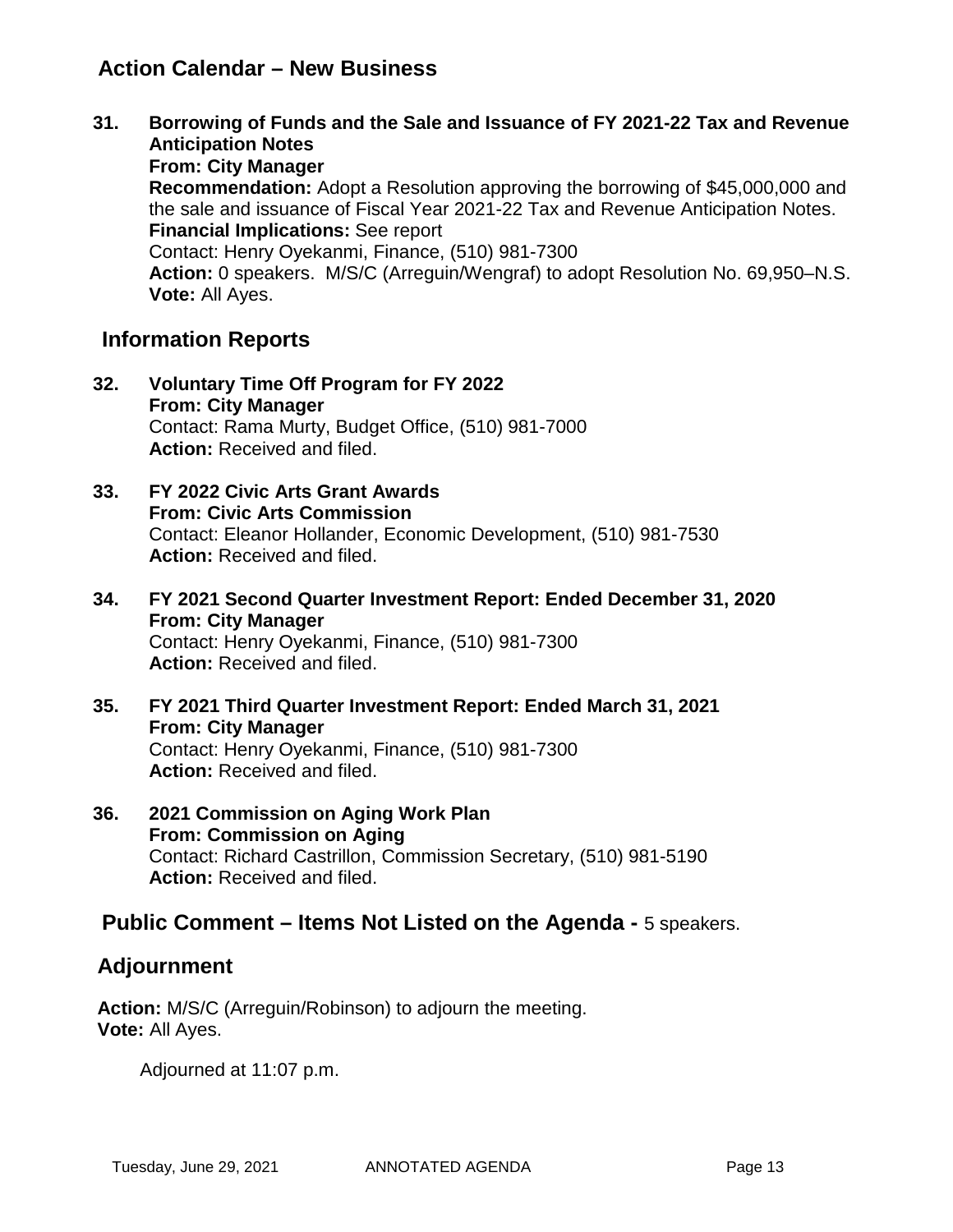## Action Calendar – New Business

**31. Borrowing of Funds and the Sale and Issuance of FY 2021-22 Tax and Revenue Anticipation Notes**
**From: City Manager**
**Recommendation:** Adopt a Resolution approving the borrowing of $45,000,000 and the sale and issuance of Fiscal Year 2021-22 Tax and Revenue Anticipation Notes.
**Financial Implications:** See report
Contact: Henry Oyekanmi, Finance, (510) 981-7300
**Action:** 0 speakers. M/S/C (Arreguin/Wengraf) to adopt Resolution No. 69,950–N.S.
**Vote:** All Ayes.

## Information Reports

**32. Voluntary Time Off Program for FY 2022**
**From: City Manager**
Contact: Rama Murty, Budget Office, (510) 981-7000
**Action:** Received and filed.

**33. FY 2022 Civic Arts Grant Awards**
**From: Civic Arts Commission**
Contact: Eleanor Hollander, Economic Development, (510) 981-7530
**Action:** Received and filed.

**34. FY 2021 Second Quarter Investment Report: Ended December 31, 2020**
**From: City Manager**
Contact: Henry Oyekanmi, Finance, (510) 981-7300
**Action:** Received and filed.

**35. FY 2021 Third Quarter Investment Report: Ended March 31, 2021**
**From: City Manager**
Contact: Henry Oyekanmi, Finance, (510) 981-7300
**Action:** Received and filed.

**36. 2021 Commission on Aging Work Plan**
**From: Commission on Aging**
Contact: Richard Castrillon, Commission Secretary, (510) 981-5190
**Action:** Received and filed.

## Public Comment – Items Not Listed on the Agenda - 5 speakers.

## Adjournment

**Action:** M/S/C (Arreguin/Robinson) to adjourn the meeting.
**Vote:** All Ayes.

Adjourned at 11:07 p.m.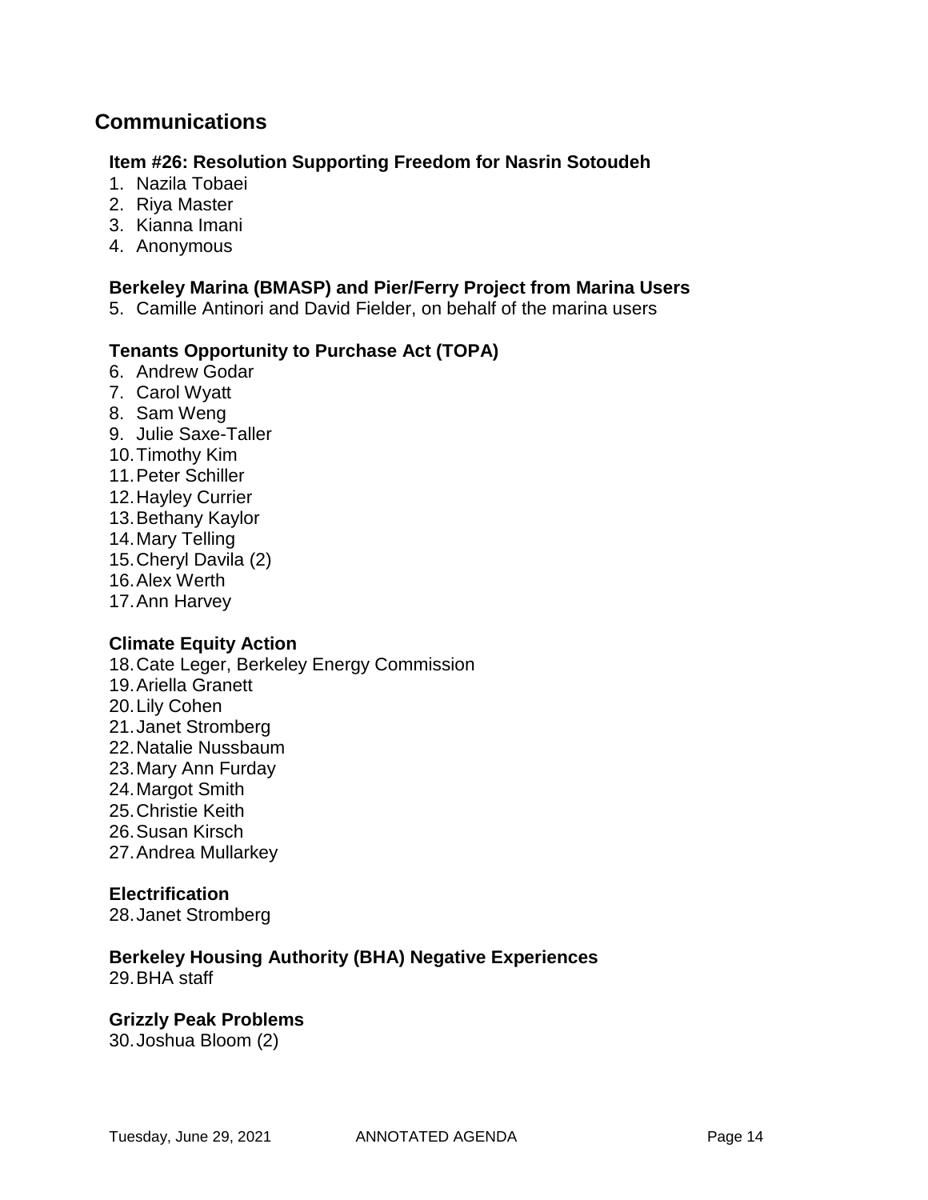## Communications

### Item #26: Resolution Supporting Freedom for Nasrin Sotoudeh

1. Nazila Tobaei
2. Riya Master
3. Kianna Imani
4. Anonymous

### Berkeley Marina (BMASP) and Pier/Ferry Project from Marina Users

5. Camille Antinori and David Fielder, on behalf of the marina users

### Tenants Opportunity to Purchase Act (TOPA)

6. Andrew Godar
7. Carol Wyatt
8. Sam Weng
9. Julie Saxe-Taller
10. Timothy Kim
11. Peter Schiller
12. Hayley Currier
13. Bethany Kaylor
14. Mary Telling
15. Cheryl Davila (2)
16. Alex Werth
17. Ann Harvey

### Climate Equity Action

18. Cate Leger, Berkeley Energy Commission
19. Ariella Granett
20. Lily Cohen
21. Janet Stromberg
22. Natalie Nussbaum
23. Mary Ann Furday
24. Margot Smith
25. Christie Keith
26. Susan Kirsch
27. Andrea Mullarkey

### Electrification

28. Janet Stromberg

### Berkeley Housing Authority (BHA) Negative Experiences

29. BHA staff

### Grizzly Peak Problems

30. Joshua Bloom (2)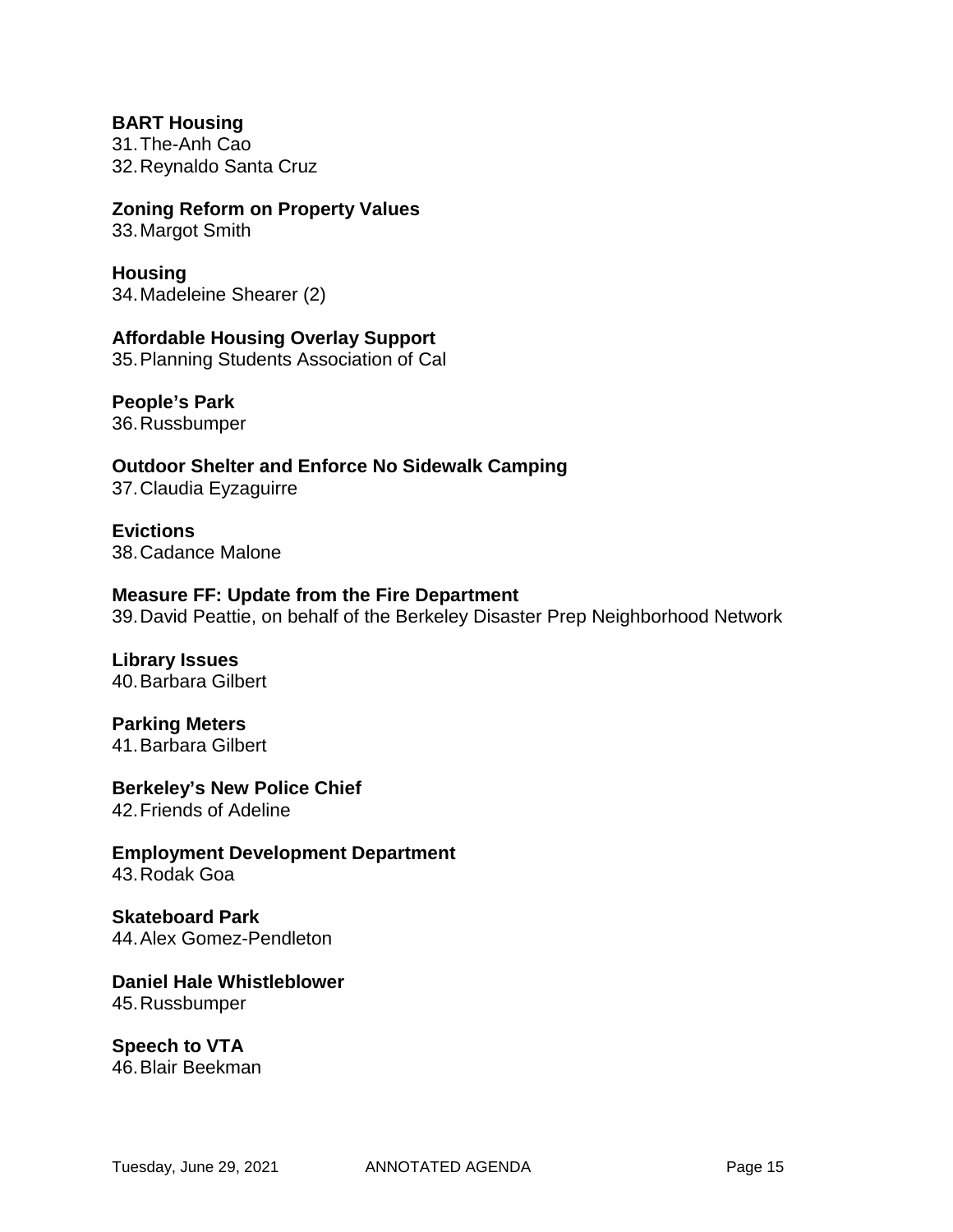**BART Housing**

31. The-Anh Cao
32. Reynaldo Santa Cruz

**Zoning Reform on Property Values**

33. Margot Smith

**Housing**

34. Madeleine Shearer (2)

**Affordable Housing Overlay Support**

35. Planning Students Association of Cal

**People's Park**

36. Russbumper

**Outdoor Shelter and Enforce No Sidewalk Camping**

37. Claudia Eyzaguirre

**Evictions**

38. Cadance Malone

**Measure FF: Update from the Fire Department**

39. David Peattie, on behalf of the Berkeley Disaster Prep Neighborhood Network

**Library Issues**

40. Barbara Gilbert

**Parking Meters**

41. Barbara Gilbert

**Berkeley's New Police Chief**

42. Friends of Adeline

**Employment Development Department**

43. Rodak Goa

**Skateboard Park**

44. Alex Gomez-Pendleton

**Daniel Hale Whistleblower**

45. Russbumper

**Speech to VTA**

46. Blair Beekman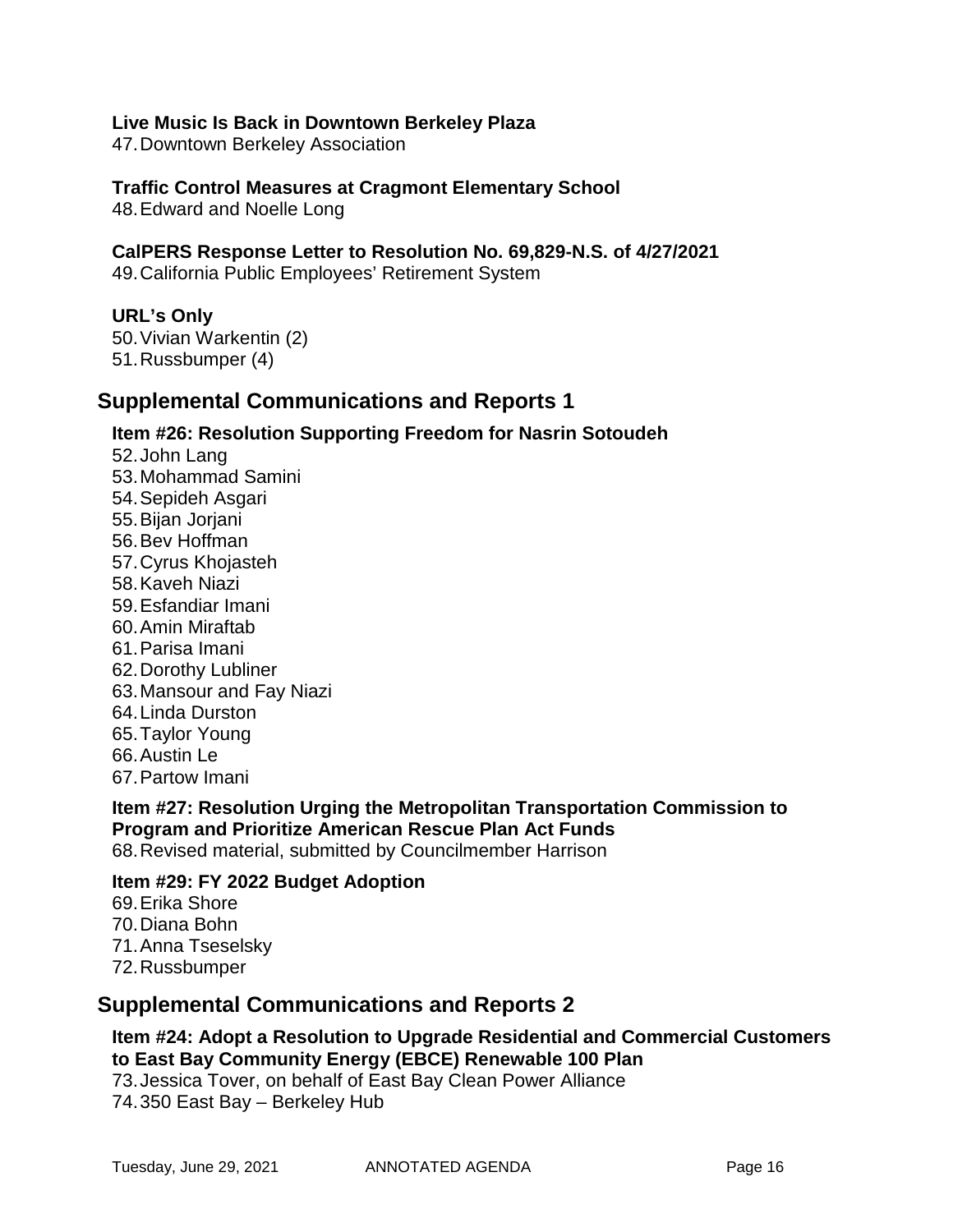**Live Music Is Back in Downtown Berkeley Plaza**

47. Downtown Berkeley Association

**Traffic Control Measures at Cragmont Elementary School**

48. Edward and Noelle Long

**CalPERS Response Letter to Resolution No. 69,829-N.S. of 4/27/2021**

49. California Public Employees' Retirement System

**URL's Only**

50. Vivian Warkentin (2)
51. Russbumper (4)

## Supplemental Communications and Reports 1

**Item #26: Resolution Supporting Freedom for Nasrin Sotoudeh**

52. John Lang
53. Mohammad Samini
54. Sepideh Asgari
55. Bijan Jorjani
56. Bev Hoffman
57. Cyrus Khojasteh
58. Kaveh Niazi
59. Esfandiar Imani
60. Amin Miraftab
61. Parisa Imani
62. Dorothy Lubliner
63. Mansour and Fay Niazi
64. Linda Durston
65. Taylor Young
66. Austin Le
67. Partow Imani

**Item #27: Resolution Urging the Metropolitan Transportation Commission to Program and Prioritize American Rescue Plan Act Funds**

68. Revised material, submitted by Councilmember Harrison

**Item #29: FY 2022 Budget Adoption**

69. Erika Shore
70. Diana Bohn
71. Anna Tseselsky
72. Russbumper

## Supplemental Communications and Reports 2

**Item #24: Adopt a Resolution to Upgrade Residential and Commercial Customers to East Bay Community Energy (EBCE) Renewable 100 Plan**

73. Jessica Tover, on behalf of East Bay Clean Power Alliance
74. 350 East Bay – Berkeley Hub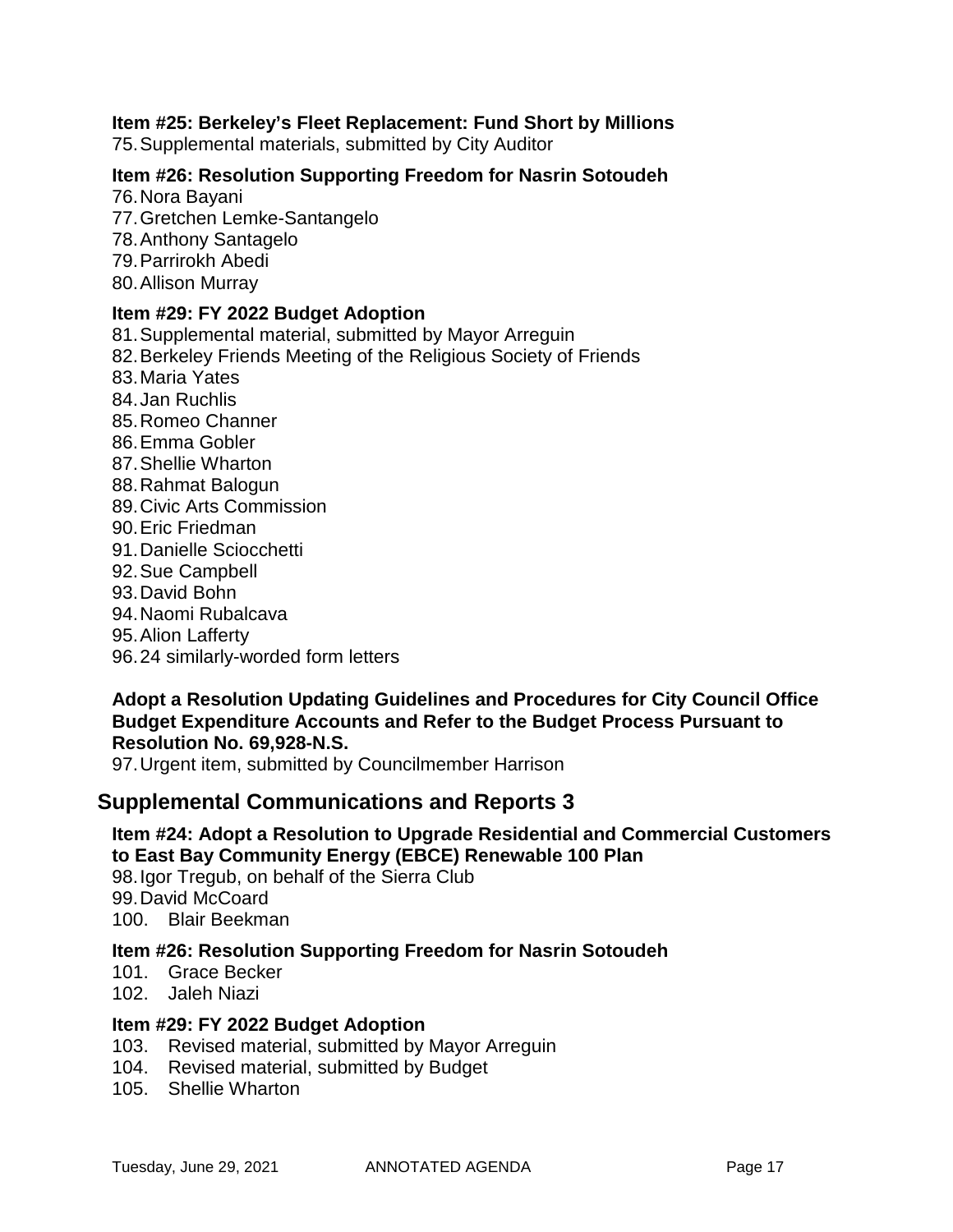**Item #25: Berkeley's Fleet Replacement: Fund Short by Millions**

75. Supplemental materials, submitted by City Auditor

**Item #26: Resolution Supporting Freedom for Nasrin Sotoudeh**

76. Nora Bayani
77. Gretchen Lemke-Santangelo
78. Anthony Santagelo
79. Parrirokh Abedi
80. Allison Murray

**Item #29: FY 2022 Budget Adoption**

81. Supplemental material, submitted by Mayor Arreguin
82. Berkeley Friends Meeting of the Religious Society of Friends
83. Maria Yates
84. Jan Ruchlis
85. Romeo Channer
86. Emma Gobler
87. Shellie Wharton
88. Rahmat Balogun
89. Civic Arts Commission
90. Eric Friedman
91. Danielle Sciocchetti
92. Sue Campbell
93. David Bohn
94. Naomi Rubalcava
95. Alion Lafferty
96. 24 similarly-worded form letters

**Adopt a Resolution Updating Guidelines and Procedures for City Council Office Budget Expenditure Accounts and Refer to the Budget Process Pursuant to Resolution No. 69,928-N.S.**

97. Urgent item, submitted by Councilmember Harrison

## Supplemental Communications and Reports 3

**Item #24: Adopt a Resolution to Upgrade Residential and Commercial Customers to East Bay Community Energy (EBCE) Renewable 100 Plan**

98. Igor Tregub, on behalf of the Sierra Club
99. David McCoard
100. Blair Beekman

**Item #26: Resolution Supporting Freedom for Nasrin Sotoudeh**

101. Grace Becker
102. Jaleh Niazi

**Item #29: FY 2022 Budget Adoption**

103. Revised material, submitted by Mayor Arreguin
104. Revised material, submitted by Budget
105. Shellie Wharton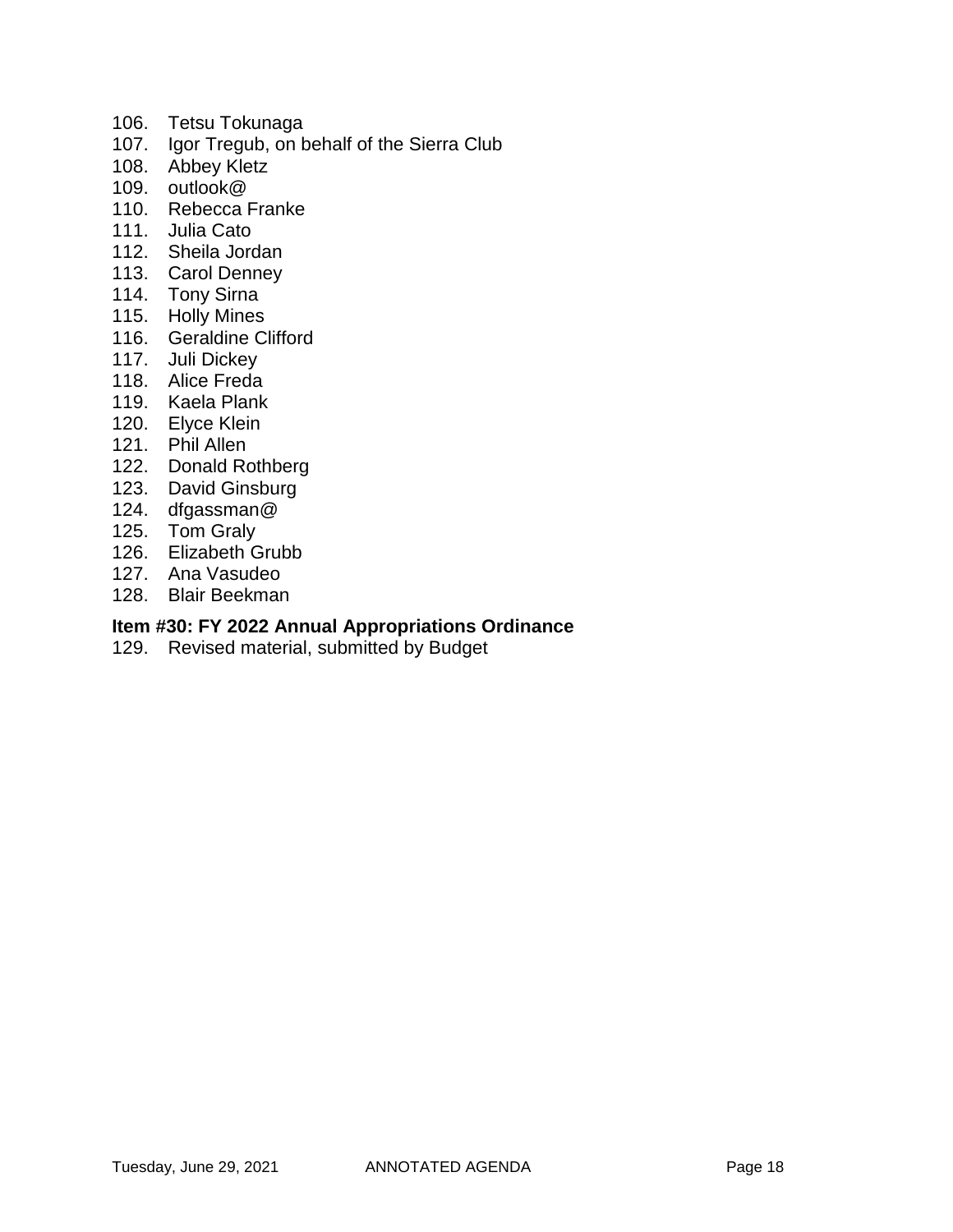106. Tetsu Tokunaga
107. Igor Tregub, on behalf of the Sierra Club
108. Abbey Kletz
109. outlook@
110. Rebecca Franke
111. Julia Cato
112. Sheila Jordan
113. Carol Denney
114. Tony Sirna
115. Holly Mines
116. Geraldine Clifford
117. Juli Dickey
118. Alice Freda
119. Kaela Plank
120. Elyce Klein
121. Phil Allen
122. Donald Rothberg
123. David Ginsburg
124. dfgassman@
125. Tom Graly
126. Elizabeth Grubb
127. Ana Vasudeo
128. Blair Beekman

**Item #30: FY 2022 Annual Appropriations Ordinance**

129. Revised material, submitted by Budget